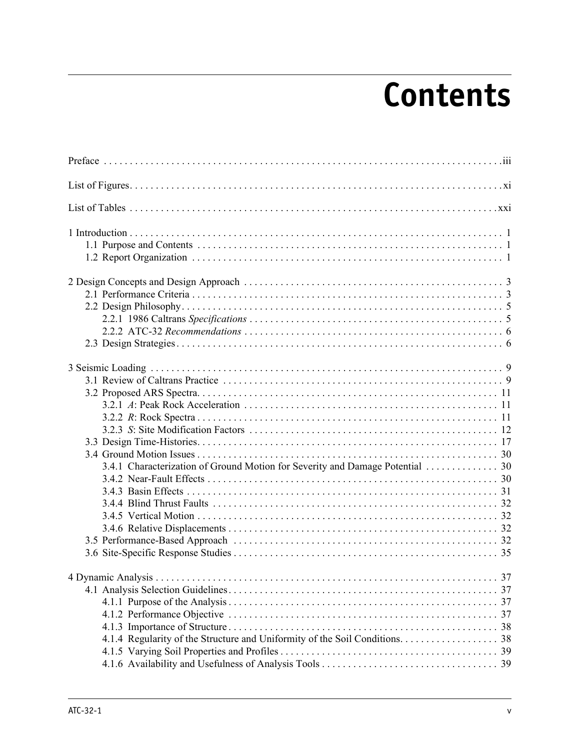# Contents

Preface . . . . . . . . . . . . . . . . . . . . . . . . . . . . . . . . . . . . . . . . . . . . . . . . . . . . . . . . . . . . . . . . . . . . . . . . . . . iii

List of Figures. . . . . . . . . . . . . . . . . . . . . . . . . . . . . . . . . . . . . . . . . . . . . . . . . . . . . . . . . . . . . . . . . . . . . . . . . xi

List of Tables . . . . . . . . . . . . . . . . . . . . . . . . . . . . . . . . . . . . . . . . . . . . . . . . . . . . . . . . . . . . . . . . . . . . . . . . xxi

1 Introduction . . . . . . . . . . . . . . . . . . . . . . . . . . . . . . . . . . . . . . . . . . . . . . . . . . . . . . . . . . . . . . . . . . . . . . . 1
- 1.1 Purpose and Contents . . . . . . . . . . . . . . . . . . . . . . . . . . . . . . . . . . . . . . . . . . . . . . . . . . . . . . . . . . 1
- 1.2 Report Organization . . . . . . . . . . . . . . . . . . . . . . . . . . . . . . . . . . . . . . . . . . . . . . . . . . . . . . . . . . . 1

2 Design Concepts and Design Approach . . . . . . . . . . . . . . . . . . . . . . . . . . . . . . . . . . . . . . . . . . . . . . . . . 3
- 2.1 Performance Criteria . . . . . . . . . . . . . . . . . . . . . . . . . . . . . . . . . . . . . . . . . . . . . . . . . . . . . . . . . . . 3
- 2.2 Design Philosophy. . . . . . . . . . . . . . . . . . . . . . . . . . . . . . . . . . . . . . . . . . . . . . . . . . . . . . . . . . . . . . 5
  - 2.2.1 1986 Caltrans *Specifications* . . . . . . . . . . . . . . . . . . . . . . . . . . . . . . . . . . . . . . . . . . . . . . . . . 5
  - 2.2.2 ATC-32 *Recommendations* . . . . . . . . . . . . . . . . . . . . . . . . . . . . . . . . . . . . . . . . . . . . . . . . . . 6
- 2.3 Design Strategies. . . . . . . . . . . . . . . . . . . . . . . . . . . . . . . . . . . . . . . . . . . . . . . . . . . . . . . . . . . . . . . 6

3 Seismic Loading . . . . . . . . . . . . . . . . . . . . . . . . . . . . . . . . . . . . . . . . . . . . . . . . . . . . . . . . . . . . . . . . . . . . . 9
- 3.1 Review of Caltrans Practice . . . . . . . . . . . . . . . . . . . . . . . . . . . . . . . . . . . . . . . . . . . . . . . . . . . . . . 9
- 3.2 Proposed ARS Spectra. . . . . . . . . . . . . . . . . . . . . . . . . . . . . . . . . . . . . . . . . . . . . . . . . . . . . . . . . . 11
  - 3.2.1 *A*: Peak Rock Acceleration . . . . . . . . . . . . . . . . . . . . . . . . . . . . . . . . . . . . . . . . . . . . . . . . . 11
  - 3.2.2 *R*: Rock Spectra . . . . . . . . . . . . . . . . . . . . . . . . . . . . . . . . . . . . . . . . . . . . . . . . . . . . . . . . . . 11
  - 3.2.3 *S*: Site Modification Factors . . . . . . . . . . . . . . . . . . . . . . . . . . . . . . . . . . . . . . . . . . . . . . . . 12
- 3.3 Design Time-Histories. . . . . . . . . . . . . . . . . . . . . . . . . . . . . . . . . . . . . . . . . . . . . . . . . . . . . . . . . . 17
- 3.4 Ground Motion Issues . . . . . . . . . . . . . . . . . . . . . . . . . . . . . . . . . . . . . . . . . . . . . . . . . . . . . . . . . . 30
  - 3.4.1 Characterization of Ground Motion for Severity and Damage Potential . . . . . . . . . . . . . . 30
  - 3.4.2 Near-Fault Effects . . . . . . . . . . . . . . . . . . . . . . . . . . . . . . . . . . . . . . . . . . . . . . . . . . . . . . . . . 30
  - 3.4.3 Basin Effects . . . . . . . . . . . . . . . . . . . . . . . . . . . . . . . . . . . . . . . . . . . . . . . . . . . . . . . . . . . . 31
  - 3.4.4 Blind Thrust Faults . . . . . . . . . . . . . . . . . . . . . . . . . . . . . . . . . . . . . . . . . . . . . . . . . . . . . . . . 32
  - 3.4.5 Vertical Motion . . . . . . . . . . . . . . . . . . . . . . . . . . . . . . . . . . . . . . . . . . . . . . . . . . . . . . . . . . 32
  - 3.4.6 Relative Displacements . . . . . . . . . . . . . . . . . . . . . . . . . . . . . . . . . . . . . . . . . . . . . . . . . . . . 32
- 3.5 Performance-Based Approach . . . . . . . . . . . . . . . . . . . . . . . . . . . . . . . . . . . . . . . . . . . . . . . . . . . 32
- 3.6 Site-Specific Response Studies . . . . . . . . . . . . . . . . . . . . . . . . . . . . . . . . . . . . . . . . . . . . . . . . . . . 35

4 Dynamic Analysis . . . . . . . . . . . . . . . . . . . . . . . . . . . . . . . . . . . . . . . . . . . . . . . . . . . . . . . . . . . . . . . . . . . 37
- 4.1 Analysis Selection Guidelines. . . . . . . . . . . . . . . . . . . . . . . . . . . . . . . . . . . . . . . . . . . . . . . . . . . . 37
  - 4.1.1 Purpose of the Analysis . . . . . . . . . . . . . . . . . . . . . . . . . . . . . . . . . . . . . . . . . . . . . . . . . . . . 37
  - 4.1.2 Performance Objective . . . . . . . . . . . . . . . . . . . . . . . . . . . . . . . . . . . . . . . . . . . . . . . . . . . . . 37
  - 4.1.3 Importance of Structure . . . . . . . . . . . . . . . . . . . . . . . . . . . . . . . . . . . . . . . . . . . . . . . . . . . . 38
  - 4.1.4 Regularity of the Structure and Uniformity of the Soil Conditions. . . . . . . . . . . . . . . . . . . 38
  - 4.1.5 Varying Soil Properties and Profiles . . . . . . . . . . . . . . . . . . . . . . . . . . . . . . . . . . . . . . . . . . . 39
  - 4.1.6 Availability and Usefulness of Analysis Tools . . . . . . . . . . . . . . . . . . . . . . . . . . . . . . . . . . 39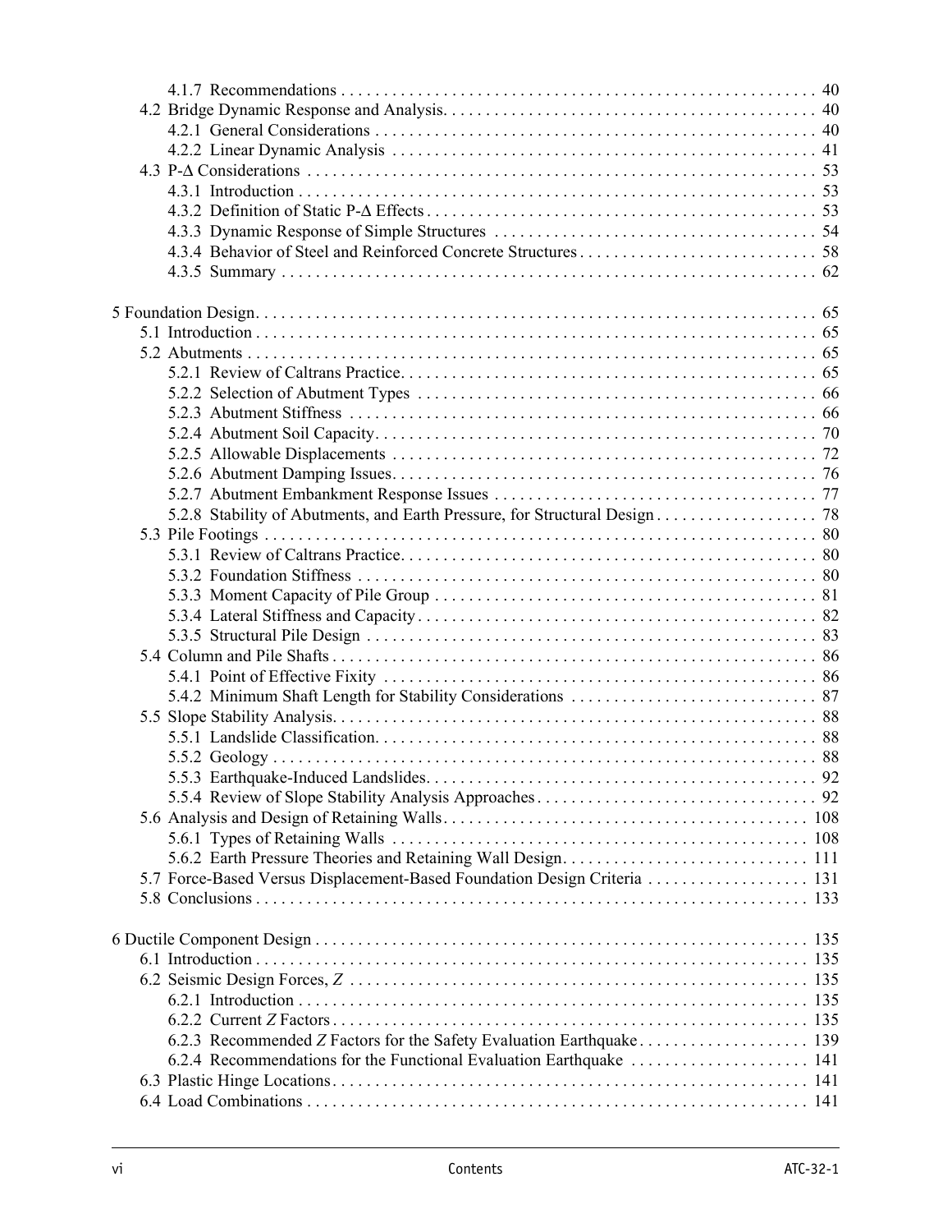4.1.7 Recommendations . . . . . . . . . . . . . . . . . . . . . . . . . . . . . . . . . . . . . . . . . . . . . . . . . . . . . . . . 40

4.2 Bridge Dynamic Response and Analysis. . . . . . . . . . . . . . . . . . . . . . . . . . . . . . . . . . . . . . . . . . . . 40

4.2.1 General Considerations . . . . . . . . . . . . . . . . . . . . . . . . . . . . . . . . . . . . . . . . . . . . . . . . . . . 40

4.2.2 Linear Dynamic Analysis . . . . . . . . . . . . . . . . . . . . . . . . . . . . . . . . . . . . . . . . . . . . . . . . . 41

4.3 P-Δ Considerations . . . . . . . . . . . . . . . . . . . . . . . . . . . . . . . . . . . . . . . . . . . . . . . . . . . . . . . . . . . 53

4.3.1 Introduction . . . . . . . . . . . . . . . . . . . . . . . . . . . . . . . . . . . . . . . . . . . . . . . . . . . . . . . . . . . . 53

4.3.2 Definition of Static P-Δ Effects . . . . . . . . . . . . . . . . . . . . . . . . . . . . . . . . . . . . . . . . . . . . . 53

4.3.3 Dynamic Response of Simple Structures . . . . . . . . . . . . . . . . . . . . . . . . . . . . . . . . . . . . . 54

4.3.4 Behavior of Steel and Reinforced Concrete Structures . . . . . . . . . . . . . . . . . . . . . . . . . . . 58

4.3.5 Summary . . . . . . . . . . . . . . . . . . . . . . . . . . . . . . . . . . . . . . . . . . . . . . . . . . . . . . . . . . . . . . 62

5 Foundation Design. . . . . . . . . . . . . . . . . . . . . . . . . . . . . . . . . . . . . . . . . . . . . . . . . . . . . . . . . . . . . . . 65

5.1 Introduction . . . . . . . . . . . . . . . . . . . . . . . . . . . . . . . . . . . . . . . . . . . . . . . . . . . . . . . . . . . . . . . . . 65

5.2 Abutments . . . . . . . . . . . . . . . . . . . . . . . . . . . . . . . . . . . . . . . . . . . . . . . . . . . . . . . . . . . . . . . . . . 65

5.2.1 Review of Caltrans Practice. . . . . . . . . . . . . . . . . . . . . . . . . . . . . . . . . . . . . . . . . . . . . . . . . 65

5.2.2 Selection of Abutment Types . . . . . . . . . . . . . . . . . . . . . . . . . . . . . . . . . . . . . . . . . . . . . . . 66

5.2.3 Abutment Stiffness . . . . . . . . . . . . . . . . . . . . . . . . . . . . . . . . . . . . . . . . . . . . . . . . . . . . . . . 66

5.2.4 Abutment Soil Capacity. . . . . . . . . . . . . . . . . . . . . . . . . . . . . . . . . . . . . . . . . . . . . . . . . . . . 70

5.2.5 Allowable Displacements . . . . . . . . . . . . . . . . . . . . . . . . . . . . . . . . . . . . . . . . . . . . . . . . . . 72

5.2.6 Abutment Damping Issues. . . . . . . . . . . . . . . . . . . . . . . . . . . . . . . . . . . . . . . . . . . . . . . . . . 76

5.2.7 Abutment Embankment Response Issues . . . . . . . . . . . . . . . . . . . . . . . . . . . . . . . . . . . . . . 77

5.2.8 Stability of Abutments, and Earth Pressure, for Structural Design . . . . . . . . . . . . . . . . . . . 78

5.3 Pile Footings . . . . . . . . . . . . . . . . . . . . . . . . . . . . . . . . . . . . . . . . . . . . . . . . . . . . . . . . . . . . . . . . . 80

5.3.1 Review of Caltrans Practice. . . . . . . . . . . . . . . . . . . . . . . . . . . . . . . . . . . . . . . . . . . . . . . . . 80

5.3.2 Foundation Stiffness . . . . . . . . . . . . . . . . . . . . . . . . . . . . . . . . . . . . . . . . . . . . . . . . . . . . . . 80

5.3.3 Moment Capacity of Pile Group . . . . . . . . . . . . . . . . . . . . . . . . . . . . . . . . . . . . . . . . . . . . . 81

5.3.4 Lateral Stiffness and Capacity . . . . . . . . . . . . . . . . . . . . . . . . . . . . . . . . . . . . . . . . . . . . . . . 82

5.3.5 Structural Pile Design . . . . . . . . . . . . . . . . . . . . . . . . . . . . . . . . . . . . . . . . . . . . . . . . . . . . . 83

5.4 Column and Pile Shafts . . . . . . . . . . . . . . . . . . . . . . . . . . . . . . . . . . . . . . . . . . . . . . . . . . . . . . . . . 86

5.4.1 Point of Effective Fixity . . . . . . . . . . . . . . . . . . . . . . . . . . . . . . . . . . . . . . . . . . . . . . . . . . . . 86

5.4.2 Minimum Shaft Length for Stability Considerations . . . . . . . . . . . . . . . . . . . . . . . . . . . . . 87

5.5 Slope Stability Analysis. . . . . . . . . . . . . . . . . . . . . . . . . . . . . . . . . . . . . . . . . . . . . . . . . . . . . . . . . 88

5.5.1 Landslide Classification. . . . . . . . . . . . . . . . . . . . . . . . . . . . . . . . . . . . . . . . . . . . . . . . . . . . 88

5.5.2 Geology . . . . . . . . . . . . . . . . . . . . . . . . . . . . . . . . . . . . . . . . . . . . . . . . . . . . . . . . . . . . . . . . 88

5.5.3 Earthquake-Induced Landslides. . . . . . . . . . . . . . . . . . . . . . . . . . . . . . . . . . . . . . . . . . . . . . 92

5.5.4 Review of Slope Stability Analysis Approaches . . . . . . . . . . . . . . . . . . . . . . . . . . . . . . . . . 92

5.6 Analysis and Design of Retaining Walls. . . . . . . . . . . . . . . . . . . . . . . . . . . . . . . . . . . . . . . . . . . . 108

5.6.1 Types of Retaining Walls . . . . . . . . . . . . . . . . . . . . . . . . . . . . . . . . . . . . . . . . . . . . . . . . . . 108

5.6.2 Earth Pressure Theories and Retaining Wall Design. . . . . . . . . . . . . . . . . . . . . . . . . . . . . 111

5.7 Force-Based Versus Displacement-Based Foundation Design Criteria . . . . . . . . . . . . . . . . . . . 131

5.8 Conclusions . . . . . . . . . . . . . . . . . . . . . . . . . . . . . . . . . . . . . . . . . . . . . . . . . . . . . . . . . . . . . . . . . 133

6 Ductile Component Design . . . . . . . . . . . . . . . . . . . . . . . . . . . . . . . . . . . . . . . . . . . . . . . . . . . . . . . . 135

6.1 Introduction . . . . . . . . . . . . . . . . . . . . . . . . . . . . . . . . . . . . . . . . . . . . . . . . . . . . . . . . . . . . . . . . . 135

6.2 Seismic Design Forces, $Z$ . . . . . . . . . . . . . . . . . . . . . . . . . . . . . . . . . . . . . . . . . . . . . . . . . . . . . . 135

6.2.1 Introduction . . . . . . . . . . . . . . . . . . . . . . . . . . . . . . . . . . . . . . . . . . . . . . . . . . . . . . . . . . . . 135

6.2.2 Current $Z$ Factors . . . . . . . . . . . . . . . . . . . . . . . . . . . . . . . . . . . . . . . . . . . . . . . . . . . . . . . . 135

6.2.3 Recommended $Z$ Factors for the Safety Evaluation Earthquake . . . . . . . . . . . . . . . . . . . . 139

6.2.4 Recommendations for the Functional Evaluation Earthquake . . . . . . . . . . . . . . . . . . . . . 141

6.3 Plastic Hinge Locations. . . . . . . . . . . . . . . . . . . . . . . . . . . . . . . . . . . . . . . . . . . . . . . . . . . . . . . . . 141

6.4 Load Combinations . . . . . . . . . . . . . . . . . . . . . . . . . . . . . . . . . . . . . . . . . . . . . . . . . . . . . . . . . . . . 141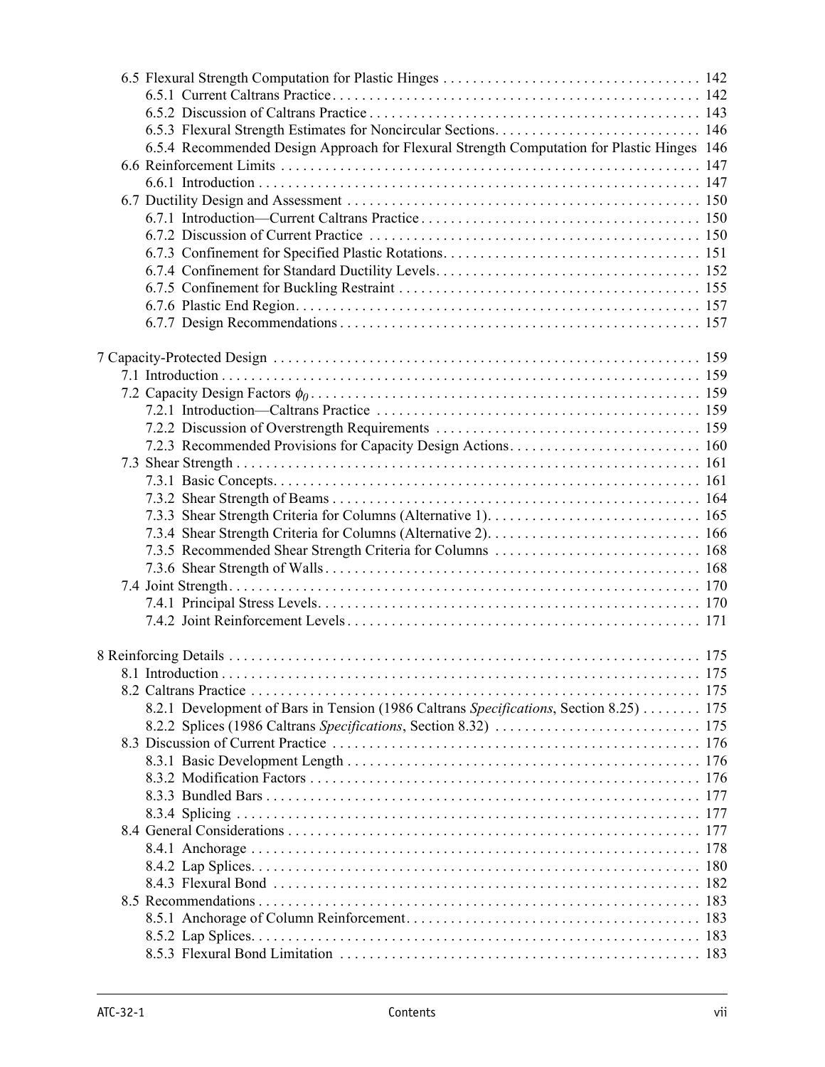6.5 Flexural Strength Computation for Plastic Hinges . . . . . . . . . . . . . . . . . . . . . . . . . . . . . . . . . . 142
  6.5.1 Current Caltrans Practice . . . . . . . . . . . . . . . . . . . . . . . . . . . . . . . . . . . . . . . . . . . . . . 142
  6.5.2 Discussion of Caltrans Practice . . . . . . . . . . . . . . . . . . . . . . . . . . . . . . . . . . . . . . . . . 143
  6.5.3 Flexural Strength Estimates for Noncircular Sections . . . . . . . . . . . . . . . . . . . . . . . . . . . 146
  6.5.4 Recommended Design Approach for Flexural Strength Computation for Plastic Hinges 146
6.6 Reinforcement Limits . . . . . . . . . . . . . . . . . . . . . . . . . . . . . . . . . . . . . . . . . . . . . . . . . . 147
  6.6.1 Introduction . . . . . . . . . . . . . . . . . . . . . . . . . . . . . . . . . . . . . . . . . . . . . . . . . . . . . 147
6.7 Ductility Design and Assessment . . . . . . . . . . . . . . . . . . . . . . . . . . . . . . . . . . . . . . . . . . . 150
  6.7.1 Introduction—Current Caltrans Practice . . . . . . . . . . . . . . . . . . . . . . . . . . . . . . . . . . . 150
  6.7.2 Discussion of Current Practice . . . . . . . . . . . . . . . . . . . . . . . . . . . . . . . . . . . . . . . . . 150
  6.7.3 Confinement for Specified Plastic Rotations . . . . . . . . . . . . . . . . . . . . . . . . . . . . . . . . . 151
  6.7.4 Confinement for Standard Ductility Levels . . . . . . . . . . . . . . . . . . . . . . . . . . . . . . . . . 152
  6.7.5 Confinement for Buckling Restraint . . . . . . . . . . . . . . . . . . . . . . . . . . . . . . . . . . . . . . 155
  6.7.6 Plastic End Region . . . . . . . . . . . . . . . . . . . . . . . . . . . . . . . . . . . . . . . . . . . . . . . . . 157
  6.7.7 Design Recommendations . . . . . . . . . . . . . . . . . . . . . . . . . . . . . . . . . . . . . . . . . . . . 157

7 Capacity-Protected Design . . . . . . . . . . . . . . . . . . . . . . . . . . . . . . . . . . . . . . . . . . . . . . . . . 159
7.1 Introduction . . . . . . . . . . . . . . . . . . . . . . . . . . . . . . . . . . . . . . . . . . . . . . . . . . . . . . . . 159
7.2 Capacity Design Factors $\phi_0$ . . . . . . . . . . . . . . . . . . . . . . . . . . . . . . . . . . . . . . . . . . . . . . 159
  7.2.1 Introduction—Caltrans Practice . . . . . . . . . . . . . . . . . . . . . . . . . . . . . . . . . . . . . . . . . 159
  7.2.2 Discussion of Overstrength Requirements . . . . . . . . . . . . . . . . . . . . . . . . . . . . . . . . . . 159
  7.2.3 Recommended Provisions for Capacity Design Actions . . . . . . . . . . . . . . . . . . . . . . . . . 160
7.3 Shear Strength . . . . . . . . . . . . . . . . . . . . . . . . . . . . . . . . . . . . . . . . . . . . . . . . . . . . . . . 161
  7.3.1 Basic Concepts . . . . . . . . . . . . . . . . . . . . . . . . . . . . . . . . . . . . . . . . . . . . . . . . . . . . 161
  7.3.2 Shear Strength of Beams . . . . . . . . . . . . . . . . . . . . . . . . . . . . . . . . . . . . . . . . . . . . . . 164
  7.3.3 Shear Strength Criteria for Columns (Alternative 1) . . . . . . . . . . . . . . . . . . . . . . . . . . . . 165
  7.3.4 Shear Strength Criteria for Columns (Alternative 2) . . . . . . . . . . . . . . . . . . . . . . . . . . . . 166
  7.3.5 Recommended Shear Strength Criteria for Columns . . . . . . . . . . . . . . . . . . . . . . . . . . . 168
  7.3.6 Shear Strength of Walls . . . . . . . . . . . . . . . . . . . . . . . . . . . . . . . . . . . . . . . . . . . . . . 168
7.4 Joint Strength . . . . . . . . . . . . . . . . . . . . . . . . . . . . . . . . . . . . . . . . . . . . . . . . . . . . . . . 170
  7.4.1 Principal Stress Levels . . . . . . . . . . . . . . . . . . . . . . . . . . . . . . . . . . . . . . . . . . . . . . . 170
  7.4.2 Joint Reinforcement Levels . . . . . . . . . . . . . . . . . . . . . . . . . . . . . . . . . . . . . . . . . . . . 171

8 Reinforcing Details . . . . . . . . . . . . . . . . . . . . . . . . . . . . . . . . . . . . . . . . . . . . . . . . . . . . . . 175
8.1 Introduction . . . . . . . . . . . . . . . . . . . . . . . . . . . . . . . . . . . . . . . . . . . . . . . . . . . . . . . . 175
8.2 Caltrans Practice . . . . . . . . . . . . . . . . . . . . . . . . . . . . . . . . . . . . . . . . . . . . . . . . . . . . . 175
  8.2.1 Development of Bars in Tension (1986 Caltrans *Specifications*, Section 8.25) . . . . . . . . 175
  8.2.2 Splices (1986 Caltrans *Specifications*, Section 8.32) . . . . . . . . . . . . . . . . . . . . . . . . . . . 175
8.3 Discussion of Current Practice . . . . . . . . . . . . . . . . . . . . . . . . . . . . . . . . . . . . . . . . . . . . 176
  8.3.1 Basic Development Length . . . . . . . . . . . . . . . . . . . . . . . . . . . . . . . . . . . . . . . . . . . . 176
  8.3.2 Modification Factors . . . . . . . . . . . . . . . . . . . . . . . . . . . . . . . . . . . . . . . . . . . . . . . . 176
  8.3.3 Bundled Bars . . . . . . . . . . . . . . . . . . . . . . . . . . . . . . . . . . . . . . . . . . . . . . . . . . . . . 177
  8.3.4 Splicing . . . . . . . . . . . . . . . . . . . . . . . . . . . . . . . . . . . . . . . . . . . . . . . . . . . . . . . . 177
8.4 General Considerations . . . . . . . . . . . . . . . . . . . . . . . . . . . . . . . . . . . . . . . . . . . . . . . . . 177
  8.4.1 Anchorage . . . . . . . . . . . . . . . . . . . . . . . . . . . . . . . . . . . . . . . . . . . . . . . . . . . . . . . 178
  8.4.2 Lap Splices . . . . . . . . . . . . . . . . . . . . . . . . . . . . . . . . . . . . . . . . . . . . . . . . . . . . . . . 180
  8.4.3 Flexural Bond . . . . . . . . . . . . . . . . . . . . . . . . . . . . . . . . . . . . . . . . . . . . . . . . . . . . . 182
8.5 Recommendations . . . . . . . . . . . . . . . . . . . . . . . . . . . . . . . . . . . . . . . . . . . . . . . . . . . . 183
  8.5.1 Anchorage of Column Reinforcement . . . . . . . . . . . . . . . . . . . . . . . . . . . . . . . . . . . . . 183
  8.5.2 Lap Splices . . . . . . . . . . . . . . . . . . . . . . . . . . . . . . . . . . . . . . . . . . . . . . . . . . . . . . . 183
  8.5.3 Flexural Bond Limitation . . . . . . . . . . . . . . . . . . . . . . . . . . . . . . . . . . . . . . . . . . . . . 183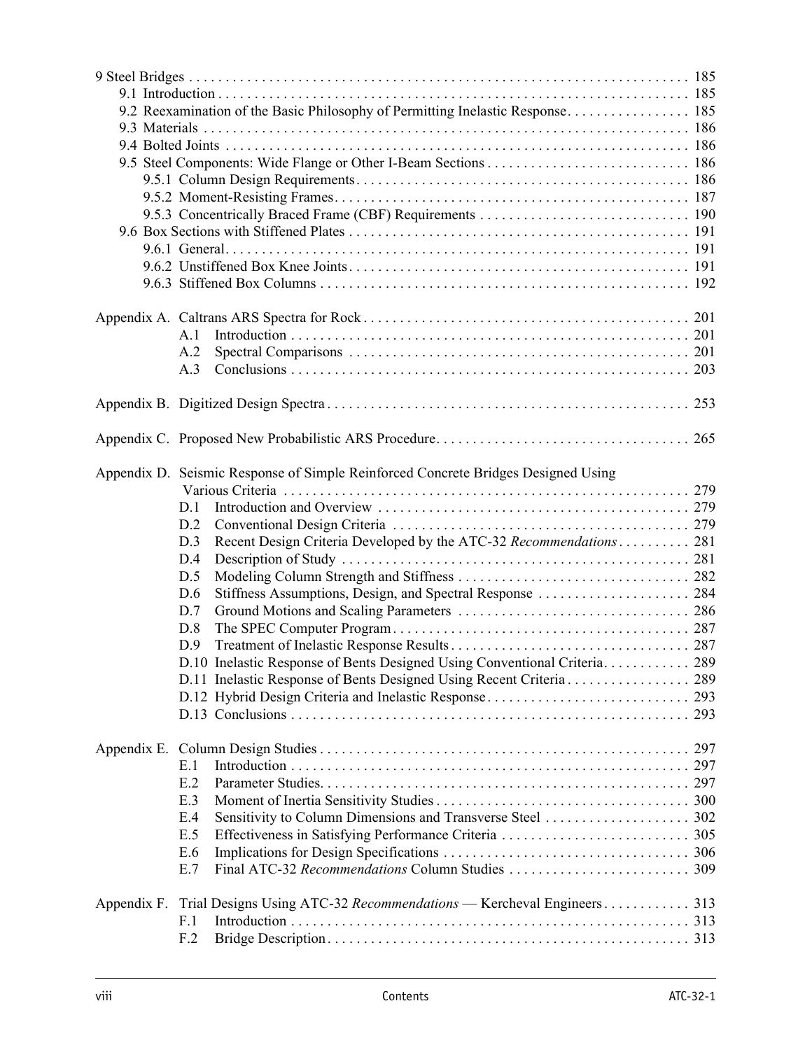9 Steel Bridges . . . . . . . . . . . . . . . . . . . . . . . . . . . . . . . . . . . . . . . . . . . . . . . . . . . . . . . . . . . . . . . . . . . 185
- 9.1 Introduction . . . . . . . . . . . . . . . . . . . . . . . . . . . . . . . . . . . . . . . . . . . . . . . . . . . . . . . . . . . . . . . . . . 185
- 9.2 Reexamination of the Basic Philosophy of Permitting Inelastic Response. . . . . . . . . . . . . . . . . 185
- 9.3 Materials . . . . . . . . . . . . . . . . . . . . . . . . . . . . . . . . . . . . . . . . . . . . . . . . . . . . . . . . . . . . . . . . . . . . 186
- 9.4 Bolted Joints . . . . . . . . . . . . . . . . . . . . . . . . . . . . . . . . . . . . . . . . . . . . . . . . . . . . . . . . . . . . . . . . 186
- 9.5 Steel Components: Wide Flange or Other I-Beam Sections . . . . . . . . . . . . . . . . . . . . . . . . . . . . 186
  - 9.5.1 Column Design Requirements. . . . . . . . . . . . . . . . . . . . . . . . . . . . . . . . . . . . . . . . . . . . . 186
  - 9.5.2 Moment-Resisting Frames. . . . . . . . . . . . . . . . . . . . . . . . . . . . . . . . . . . . . . . . . . . . . . . . 187
  - 9.5.3 Concentrically Braced Frame (CBF) Requirements . . . . . . . . . . . . . . . . . . . . . . . . . . . . 190
- 9.6 Box Sections with Stiffened Plates . . . . . . . . . . . . . . . . . . . . . . . . . . . . . . . . . . . . . . . . . . . . . . . 191
  - 9.6.1 General. . . . . . . . . . . . . . . . . . . . . . . . . . . . . . . . . . . . . . . . . . . . . . . . . . . . . . . . . . . . . . . . 191
  - 9.6.2 Unstiffened Box Knee Joints. . . . . . . . . . . . . . . . . . . . . . . . . . . . . . . . . . . . . . . . . . . . . . . 191
  - 9.6.3 Stiffened Box Columns . . . . . . . . . . . . . . . . . . . . . . . . . . . . . . . . . . . . . . . . . . . . . . . . . . . 192

Appendix A. Caltrans ARS Spectra for Rock . . . . . . . . . . . . . . . . . . . . . . . . . . . . . . . . . . . . . . . . . . . . 201
- A.1 Introduction . . . . . . . . . . . . . . . . . . . . . . . . . . . . . . . . . . . . . . . . . . . . . . . . . . . . . . . . 201
- A.2 Spectral Comparisons . . . . . . . . . . . . . . . . . . . . . . . . . . . . . . . . . . . . . . . . . . . . . . . . 201
- A.3 Conclusions . . . . . . . . . . . . . . . . . . . . . . . . . . . . . . . . . . . . . . . . . . . . . . . . . . . . . . . . 203

Appendix B. Digitized Design Spectra . . . . . . . . . . . . . . . . . . . . . . . . . . . . . . . . . . . . . . . . . . . . . . . . . . 253

Appendix C. Proposed New Probabilistic ARS Procedure. . . . . . . . . . . . . . . . . . . . . . . . . . . . . . . . . . . 265

Appendix D. Seismic Response of Simple Reinforced Concrete Bridges Designed Using Various Criteria . . . . . . . . . . . . . . . . . . . . . . . . . . . . . . . . . . . . . . . . . . . . . . . . . . . . . . . 279
- D.1 Introduction and Overview . . . . . . . . . . . . . . . . . . . . . . . . . . . . . . . . . . . . . . . . . . . 279
- D.2 Conventional Design Criteria . . . . . . . . . . . . . . . . . . . . . . . . . . . . . . . . . . . . . . . . . 279
- D.3 Recent Design Criteria Developed by the ATC-32 *Recommendations* . . . . . . . . . . 281
- D.4 Description of Study . . . . . . . . . . . . . . . . . . . . . . . . . . . . . . . . . . . . . . . . . . . . . . . . 281
- D.5 Modeling Column Strength and Stiffness . . . . . . . . . . . . . . . . . . . . . . . . . . . . . . . . 282
- D.6 Stiffness Assumptions, Design, and Spectral Response . . . . . . . . . . . . . . . . . . . . . 284
- D.7 Ground Motions and Scaling Parameters . . . . . . . . . . . . . . . . . . . . . . . . . . . . . . . . 286
- D.8 The SPEC Computer Program. . . . . . . . . . . . . . . . . . . . . . . . . . . . . . . . . . . . . . . . . 287
- D.9 Treatment of Inelastic Response Results. . . . . . . . . . . . . . . . . . . . . . . . . . . . . . . . . 287
- D.10 Inelastic Response of Bents Designed Using Conventional Criteria. . . . . . . . . . . . 289
- D.11 Inelastic Response of Bents Designed Using Recent Criteria . . . . . . . . . . . . . . . . . 289
- D.12 Hybrid Design Criteria and Inelastic Response. . . . . . . . . . . . . . . . . . . . . . . . . . . . 293
- D.13 Conclusions . . . . . . . . . . . . . . . . . . . . . . . . . . . . . . . . . . . . . . . . . . . . . . . . . . . . . . . 293

Appendix E. Column Design Studies . . . . . . . . . . . . . . . . . . . . . . . . . . . . . . . . . . . . . . . . . . . . . . . . . . . 297
- E.1 Introduction . . . . . . . . . . . . . . . . . . . . . . . . . . . . . . . . . . . . . . . . . . . . . . . . . . . . . . . . 297
- E.2 Parameter Studies. . . . . . . . . . . . . . . . . . . . . . . . . . . . . . . . . . . . . . . . . . . . . . . . . . . 297
- E.3 Moment of Inertia Sensitivity Studies . . . . . . . . . . . . . . . . . . . . . . . . . . . . . . . . . . . 300
- E.4 Sensitivity to Column Dimensions and Transverse Steel . . . . . . . . . . . . . . . . . . . . 302
- E.5 Effectiveness in Satisfying Performance Criteria . . . . . . . . . . . . . . . . . . . . . . . . . . 305
- E.6 Implications for Design Specifications . . . . . . . . . . . . . . . . . . . . . . . . . . . . . . . . . . 306
- E.7 Final ATC-32 *Recommendations* Column Studies . . . . . . . . . . . . . . . . . . . . . . . . . 309

Appendix F. Trial Designs Using ATC-32 *Recommendations* — Kercheval Engineers . . . . . . . . . . . . 313
- F.1 Introduction . . . . . . . . . . . . . . . . . . . . . . . . . . . . . . . . . . . . . . . . . . . . . . . . . . . . . . . . 313
- F.2 Bridge Description. . . . . . . . . . . . . . . . . . . . . . . . . . . . . . . . . . . . . . . . . . . . . . . . . . . 313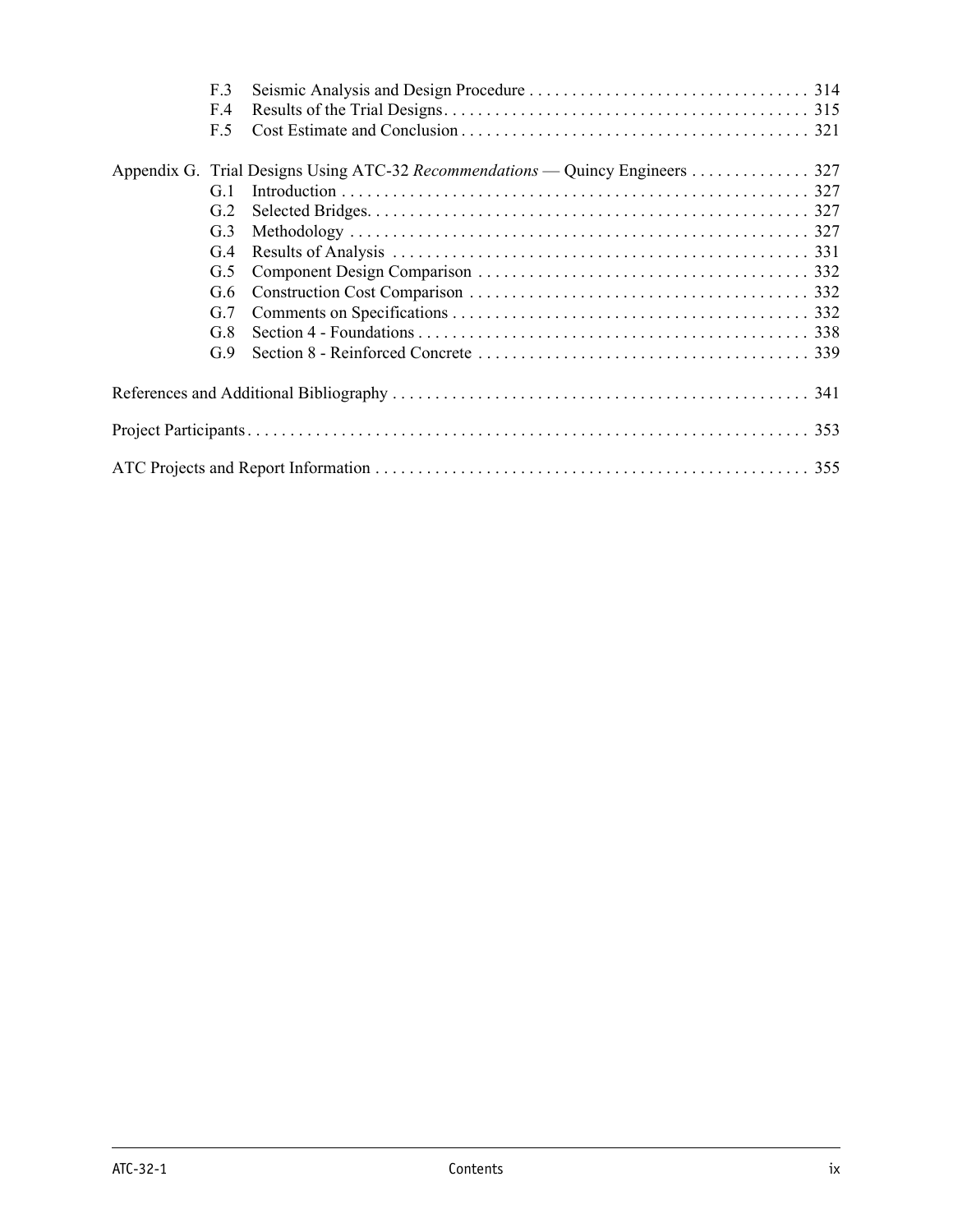F.3 Seismic Analysis and Design Procedure . . . . . . . . . . . . . . . . . . . . . . . . . . . . . . . . . 314
F.4 Results of the Trial Designs. . . . . . . . . . . . . . . . . . . . . . . . . . . . . . . . . . . . . . . . . . . 315
F.5 Cost Estimate and Conclusion . . . . . . . . . . . . . . . . . . . . . . . . . . . . . . . . . . . . . . . . . 321

Appendix G. Trial Designs Using ATC-32 *Recommendations* — Quincy Engineers . . . . . . . . . . . . . . 327
G.1 Introduction . . . . . . . . . . . . . . . . . . . . . . . . . . . . . . . . . . . . . . . . . . . . . . . . . . . . . . . 327
G.2 Selected Bridges. . . . . . . . . . . . . . . . . . . . . . . . . . . . . . . . . . . . . . . . . . . . . . . . . . . . 327
G.3 Methodology . . . . . . . . . . . . . . . . . . . . . . . . . . . . . . . . . . . . . . . . . . . . . . . . . . . . . . 327
G.4 Results of Analysis . . . . . . . . . . . . . . . . . . . . . . . . . . . . . . . . . . . . . . . . . . . . . . . . . 331
G.5 Component Design Comparison . . . . . . . . . . . . . . . . . . . . . . . . . . . . . . . . . . . . . . . 332
G.6 Construction Cost Comparison . . . . . . . . . . . . . . . . . . . . . . . . . . . . . . . . . . . . . . . . 332
G.7 Comments on Specifications . . . . . . . . . . . . . . . . . . . . . . . . . . . . . . . . . . . . . . . . . . 332
G.8 Section 4 - Foundations . . . . . . . . . . . . . . . . . . . . . . . . . . . . . . . . . . . . . . . . . . . . . . 338
G.9 Section 8 - Reinforced Concrete . . . . . . . . . . . . . . . . . . . . . . . . . . . . . . . . . . . . . . . 339

References and Additional Bibliography . . . . . . . . . . . . . . . . . . . . . . . . . . . . . . . . . . . . . . . . . . . . . . . . 341

Project Participants. . . . . . . . . . . . . . . . . . . . . . . . . . . . . . . . . . . . . . . . . . . . . . . . . . . . . . . . . . . . . . . . . 353

ATC Projects and Report Information . . . . . . . . . . . . . . . . . . . . . . . . . . . . . . . . . . . . . . . . . . . . . . . . . . 355